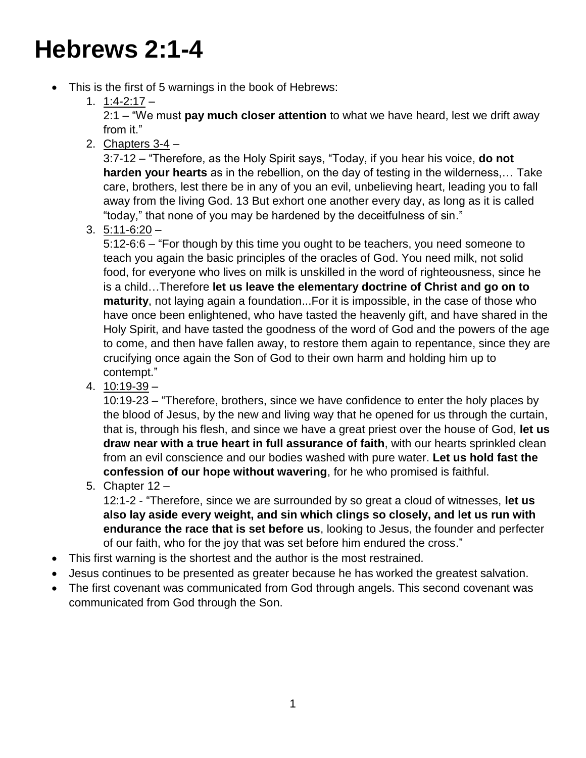# Hebrews 2:1-4

- This is the first of 5 warnings in the book of Hebrews:
    1. <u>1:4-2:17</u> –
       2:1 – "We must **pay much closer attention** to what we have heard, lest we drift away from it."
    2. <u>Chapters 3-4</u> –
       3:7-12 – "Therefore, as the Holy Spirit says, "Today, if you hear his voice, **do not harden your hearts** as in the rebellion, on the day of testing in the wilderness,… Take care, brothers, lest there be in any of you an evil, unbelieving heart, leading you to fall away from the living God. 13 But exhort one another every day, as long as it is called "today," that none of you may be hardened by the deceitfulness of sin."
    3. <u>5:11-6:20</u> –
       5:12-6:6 – "For though by this time you ought to be teachers, you need someone to teach you again the basic principles of the oracles of God. You need milk, not solid food, for everyone who lives on milk is unskilled in the word of righteousness, since he is a child…Therefore **let us leave the elementary doctrine of Christ and go on to maturity**, not laying again a foundation...For it is impossible, in the case of those who have once been enlightened, who have tasted the heavenly gift, and have shared in the Holy Spirit, and have tasted the goodness of the word of God and the powers of the age to come, and then have fallen away, to restore them again to repentance, since they are crucifying once again the Son of God to their own harm and holding him up to contempt."
    4. <u>10:19-39</u> –
       10:19-23 – "Therefore, brothers, since we have confidence to enter the holy places by the blood of Jesus, by the new and living way that he opened for us through the curtain, that is, through his flesh, and since we have a great priest over the house of God, **let us draw near with a true heart in full assurance of faith**, with our hearts sprinkled clean from an evil conscience and our bodies washed with pure water. **Let us hold fast the confession of our hope without wavering**, for he who promised is faithful.
    5. Chapter 12 –
       12:1-2 - "Therefore, since we are surrounded by so great a cloud of witnesses, **let us also lay aside every weight, and sin which clings so closely, and let us run with endurance the race that is set before us**, looking to Jesus, the founder and perfecter of our faith, who for the joy that was set before him endured the cross."
- This first warning is the shortest and the author is the most restrained.
- Jesus continues to be presented as greater because he has worked the greatest salvation.
- The first covenant was communicated from God through angels. This second covenant was communicated from God through the Son.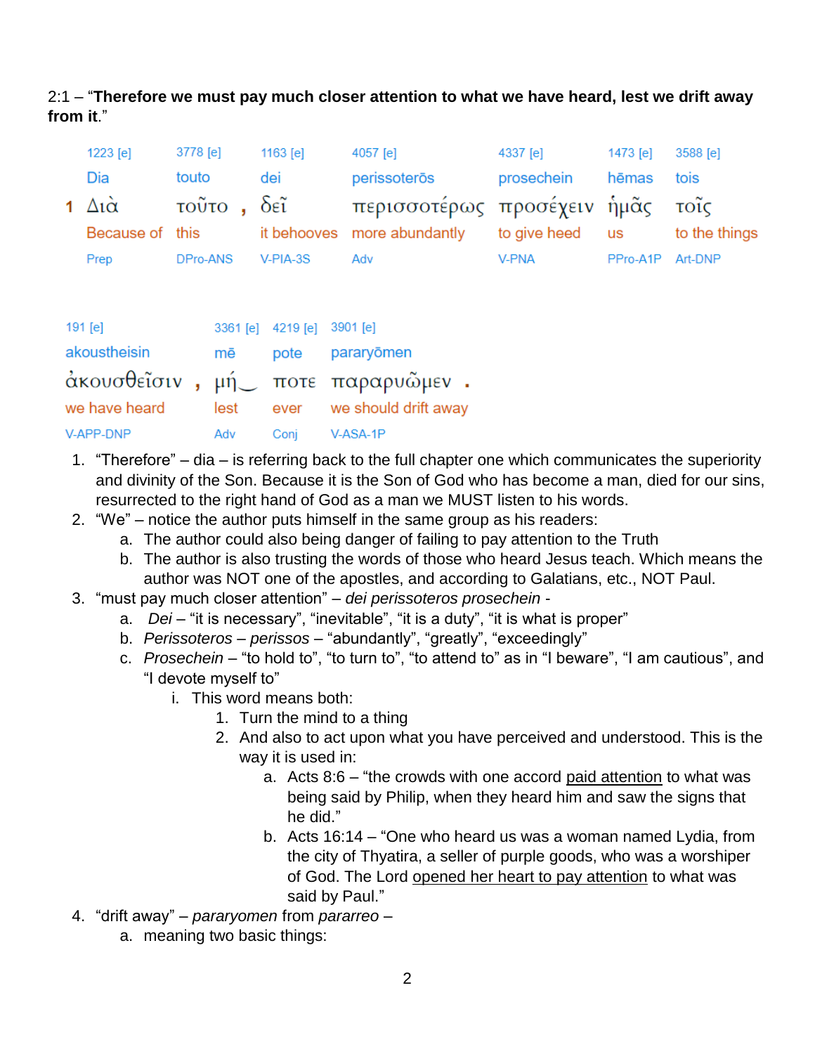2:1 – “**Therefore we must pay much closer attention to what we have heard, lest we drift away from it**.”

| | 1223 [e] | 3778 [e] | 1163 [e] | 4057 [e] | 4337 [e] | 1473 [e] | 3588 [e] |
|---|---|---|---|---|---|---|---|
| | Dia | touto | dei | perissoterōs | prosechein | hēmas | tois |
| 1 | Διὰ | τοῦτο , | δεῖ | περισσοτέρως | προσέχειν | ἡμᾶς | τοῖς |
| | Because of | this | it behooves | more abundantly | to give heed | us | to the things |
| | Prep | DPro-ANS | V-PIA-3S | Adv | V-PNA | PPro-A1P | Art-DNP |

| 191 [e] | 3361 [e] | 4219 [e] | 3901 [e] |
|---|---|---|---|
| akoustheisin | mē | pote | pararyōmen |
| ἀκουσθεῖσιν , | μή‿ | ποτε | παραρυῶμεν . |
| we have heard | lest | ever | we should drift away |
| V-APP-DNP | Adv | Conj | V-ASA-1P |

1. “Therefore” – dia – is referring back to the full chapter one which communicates the superiority and divinity of the Son. Because it is the Son of God who has become a man, died for our sins, resurrected to the right hand of God as a man we MUST listen to his words.
2. “We” – notice the author puts himself in the same group as his readers:
    a. The author could also being danger of failing to pay attention to the Truth
    b. The author is also trusting the words of those who heard Jesus teach. Which means the author was NOT one of the apostles, and according to Galatians, etc., NOT Paul.
3. “must pay much closer attention” – *dei perissoteros prosechein* -
    a. *Dei* – “it is necessary”, “inevitable”, “it is a duty”, “it is what is proper”
    b. *Perissoteros* – *perissos* – “abundantly”, “greatly”, “exceedingly”
    c. *Prosechein* – “to hold to”, “to turn to”, “to attend to” as in “I beware”, “I am cautious”, and “I devote myself to”
        i. This word means both:
            1. Turn the mind to a thing
            2. And also to act upon what you have perceived and understood. This is the way it is used in:
                a. Acts 8:6 – “the crowds with one accord paid attention to what was being said by Philip, when they heard him and saw the signs that he did.”
                b. Acts 16:14 – “One who heard us was a woman named Lydia, from the city of Thyatira, a seller of purple goods, who was a worshiper of God. The Lord opened her heart to pay attention to what was said by Paul.”
4. “drift away” – *pararyomen* from *pararreo* –
    a. meaning two basic things: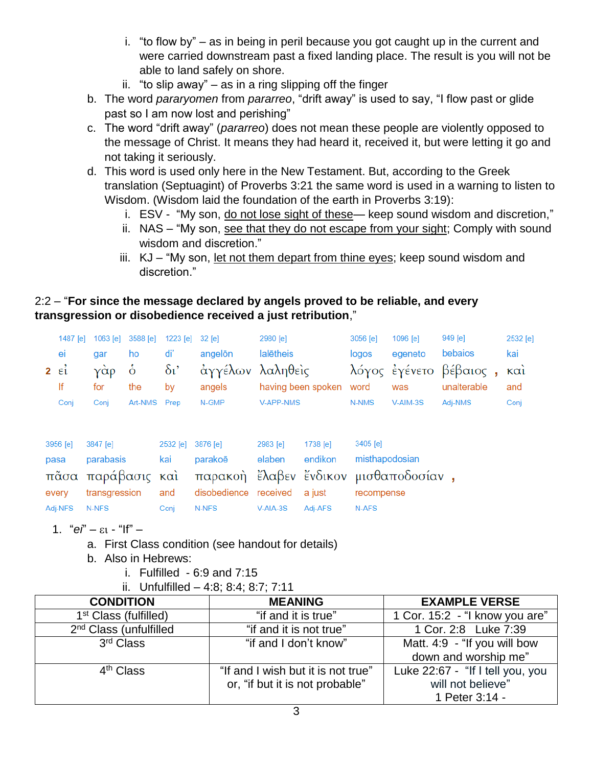i. "to flow by" – as in being in peril because you got caught up in the current and were carried downstream past a fixed landing place. The result is you will not be able to land safely on shore.

ii. "to slip away" – as in a ring slipping off the finger

b. The word *pararyomen* from *pararreo*, "drift away" is used to say, "I flow past or glide past so I am now lost and perishing"

c. The word "drift away" (*pararreo*) does not mean these people are violently opposed to the message of Christ. It means they had heard it, received it, but were letting it go and not taking it seriously.

d. This word is used only here in the New Testament. But, according to the Greek translation (Septuagint) of Proverbs 3:21 the same word is used in a warning to listen to Wisdom. (Wisdom laid the foundation of the earth in Proverbs 3:19):

i. ESV - "My son, <u>do not lose sight of these</u>— keep sound wisdom and discretion,"

ii. NAS – "My son, <u>see that they do not escape from your sight</u>; Comply with sound wisdom and discretion."

iii. KJ – "My son, <u>let not them depart from thine eyes</u>; keep sound wisdom and discretion."

2:2 – "**For since the message declared by angels proved to be reliable, and every transgression or disobedience received a just retribution**,"

| | 1487 [e] | 1063 [e] | 3588 [e] | 1223 [e] | 32 [e] | 2980 [e] | 3056 [e] | 1096 [e] | 949 [e] | 2532 [e] |
|---|---|---|---|---|---|---|---|---|---|---|
| | ei | gar | ho | di' | angelōn | lalētheis | logos | egeneto | bebaios | kai |
| 2 | εἰ | γὰρ | ὁ | δι' | ἀγγέλων | λαληθεὶς | λόγος | ἐγένετο | βέβαιος , | καὶ |
| | If | for | the | by | angels | having been spoken | word | was | unalterable | and |
| | Conj | Conj | Art-NMS | Prep | N-GMP | V-APP-NMS | N-NMS | V-AIM-3S | Adj-NMS | Conj |

| 3956 [e] | 3847 [e] | 2532 [e] | 3876 [e] | 2983 [e] | 1738 [e] | 3405 [e] |
|---|---|---|---|---|---|---|
| pasa | parabasis | kai | parakoē | elaben | endikon | misthapodosian |
| πᾶσα | παράβασις | καὶ | παρακοὴ | ἔλαβεν | ἔνδικον | μισθαποδοσίαν , |
| every | transgression | and | disobedience | received | a just | recompense |
| Adj-NFS | N-NFS | Conj | N-NFS | V-AIA-3S | Adj-AFS | N-AFS |

1. "*ei*" – ει - "If" –
   a. First Class condition (see handout for details)
   b. Also in Hebrews:
      i. Fulfilled - 6:9 and 7:15
      ii. Unfulfilled – 4:8; 8:4; 8:7; 7:11

| CONDITION | MEANING | EXAMPLE VERSE |
|---|---|---|
| 1st Class (fulfilled) | "if and it is true" | 1 Cor. 15:2 - "I know you are" |
| 2nd Class (unfulfilled | "if and it is not true" | 1 Cor. 2:8 Luke 7:39 |
| 3rd Class | "if and I don't know" | Matt. 4:9 - "If you will bow down and worship me" |
| 4th Class | "If and I wish but it is not true" or, "if but it is not probable" | Luke 22:67 - "If I tell you, you will not believe" 1 Peter 3:14 - |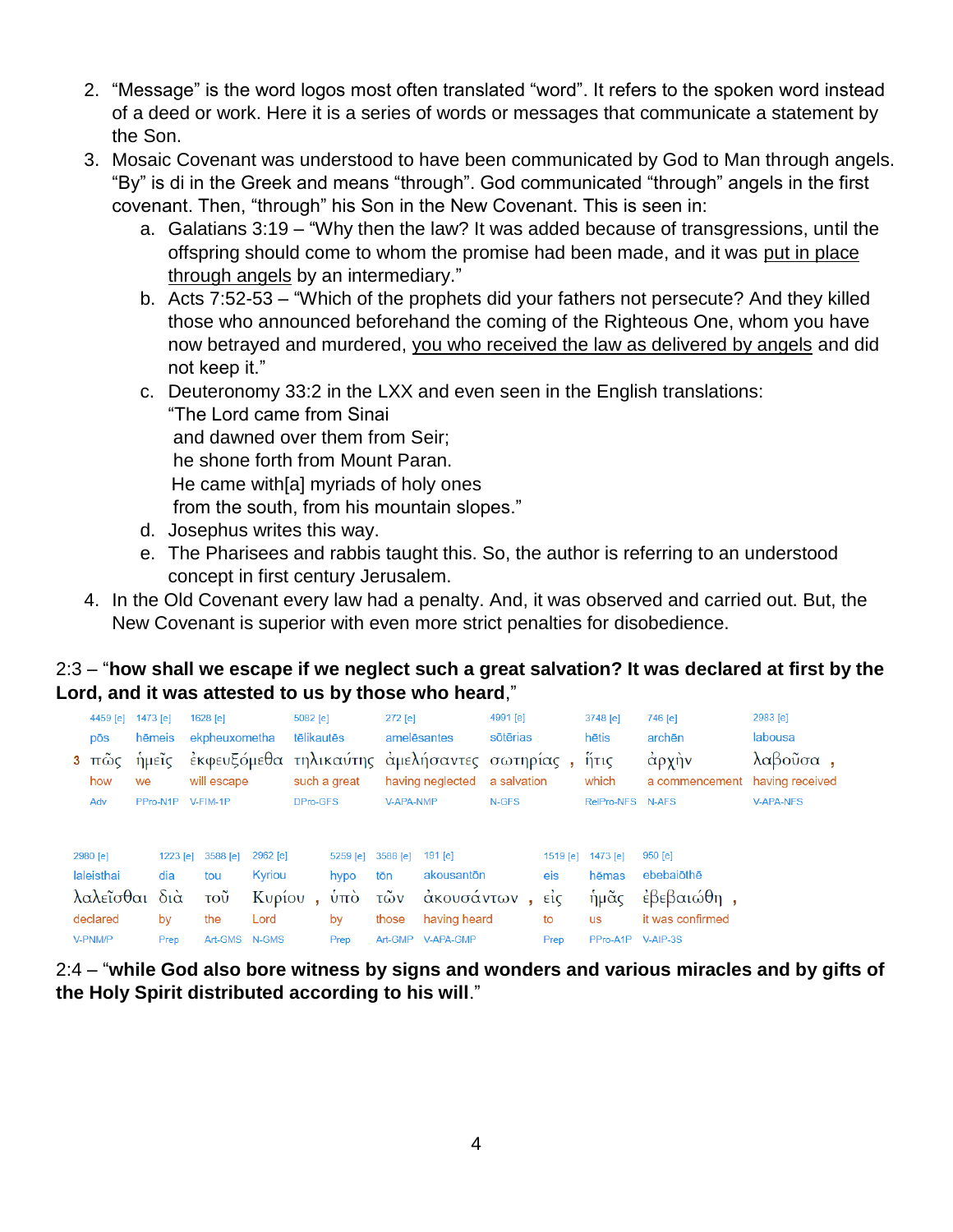2. “Message” is the word logos most often translated “word”. It refers to the spoken word instead of a deed or work. Here it is a series of words or messages that communicate a statement by the Son.
3. Mosaic Covenant was understood to have been communicated by God to Man through angels. “By” is di in the Greek and means “through”. God communicated “through” angels in the first covenant. Then, “through” his Son in the New Covenant. This is seen in:
   a. Galatians 3:19 – “Why then the law? It was added because of transgressions, until the offspring should come to whom the promise had been made, and it was put in place through angels by an intermediary.”
   b. Acts 7:52-53 – “Which of the prophets did your fathers not persecute? And they killed those who announced beforehand the coming of the Righteous One, whom you have now betrayed and murdered, you who received the law as delivered by angels and did not keep it.”
   c. Deuteronomy 33:2 in the LXX and even seen in the English translations:
      “The Lord came from Sinai
      and dawned over them from Seir;
      he shone forth from Mount Paran.
      He came with[a] myriads of holy ones
      from the south, from his mountain slopes.”
   d. Josephus writes this way.
   e. The Pharisees and rabbis taught this. So, the author is referring to an understood concept in first century Jerusalem.
4. In the Old Covenant every law had a penalty. And, it was observed and carried out. But, the New Covenant is superior with even more strict penalties for disobedience.

2:3 – “**how shall we escape if we neglect such a great salvation? It was declared at first by the Lord, and it was attested to us by those who heard**,”

| 4459 [e] | 1473 [e] | 1628 [e] | 5082 [e] | 272 [e] | 4991 [e] | 3748 [e] | 746 [e] | 2983 [e] |
|---|---|---|---|---|---|---|---|---|
| pōs | hēmeis | ekpheuxometha | tēlikautēs | amelēsantes | sōtērias | hētis | archēn | labousa |
| 3 πῶς | ἡμεῖς | ἐκφευξόμεθα | τηλικαύτης | ἀμελήσαντες | σωτηρίας , | ἥτις | ἀρχὴν | λαβοῦσα , |
| how | we | will escape | such a great | having neglected | a salvation | which | a commencement | having received |
| Adv | PPro-N1P | V-FIM-1P | DPro-GFS | V-APA-NMP | N-GFS | RelPro-NFS | N-AFS | V-APA-NFS |

| 2980 [e] | 1223 [e] | 3588 [e] | 2962 [e] | 5259 [e] | 3588 [e] | 191 [e] | 1519 [e] | 1473 [e] | 950 [e] |
|---|---|---|---|---|---|---|---|---|---|
| laleisthai | dia | tou | Kyriou | hypo | tōn | akousantōn | eis | hēmas | ebebaiōthē |
| λαλεῖσθαι | διὰ | τοῦ | Κυρίου , | ὑπὸ | τῶν | ἀκουσάντων , | εἰς | ἡμᾶς | ἐβεβαιώθη , |
| declared | by | the | Lord | by | those | having heard | to | us | it was confirmed |
| V-PNM/P | Prep | Art-GMS | N-GMS | Prep | Art-GMP | V-APA-GMP | Prep | PPro-A1P | V-AIP-3S |

2:4 – “**while God also bore witness by signs and wonders and various miracles and by gifts of the Holy Spirit distributed according to his will**.”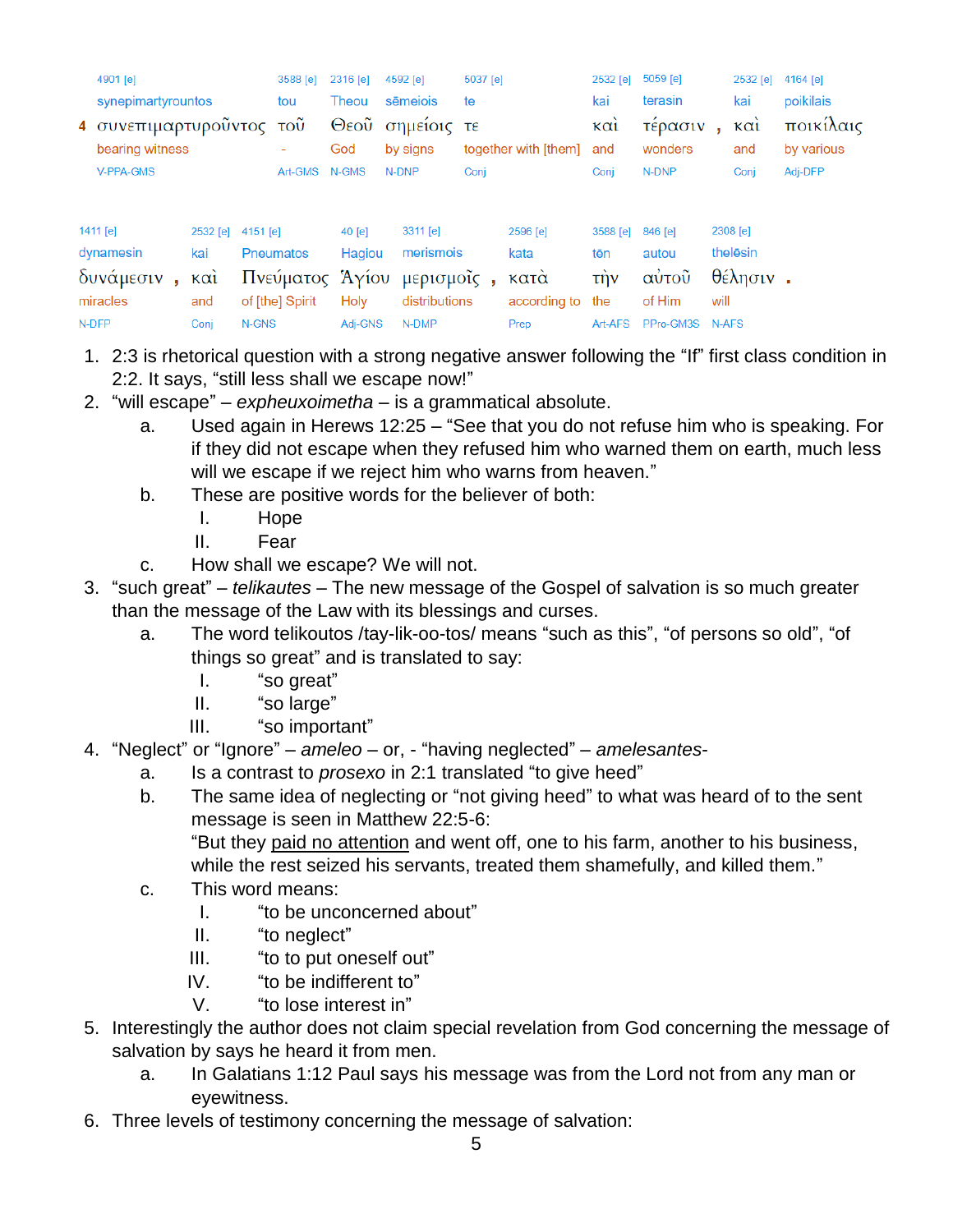| | 4901 [e] | 3588 [e] | 2316 [e] | 4592 [e] | 5037 [e] | 2532 [e] | 5059 [e] | | 2532 [e] | 4164 [e] |
|---|---|---|---|---|---|---|---|---|---|---|
| | synepimartyrountos | tou | Theou | sēmeiois | te | kai | terasin | | kai | poikilais |
| 4 | συνεπιμαρτυροῦντος | τοῦ | Θεοῦ | σημείοις | τε | καὶ | τέρασιν | , | καὶ | ποικίλαις |
| | bearing witness | - | God | by signs | together with [them] | and | wonders | | and | by various |
| | V-PPA-GMS | Art-GMS | N-GMS | N-DNP | Conj | Conj | N-DNP | | Conj | Adj-DFP |

| 1411 [e] | | 2532 [e] | 4151 [e] | 40 [e] | 3311 [e] | | 2596 [e] | 3588 [e] | 846 [e] | 2308 [e] | |
|---|---|---|---|---|---|---|---|---|---|---|---|
| dynamesin | | kai | Pneumatos | Hagiou | merismois | | kata | tēn | autou | thelēsin | |
| δυνάμεσιν | , | καὶ | Πνεύματος | Ἁγίου | μερισμοῖς | , | κατὰ | τὴν | αὐτοῦ | θέλησιν | . |
| miracles | | and | of [the] Spirit | Holy | distributions | | according to | the | of Him | will | |
| N-DFP | | Conj | N-GNS | Adj-GNS | N-DMP | | Prep | Art-AFS | PPro-GM3S | N-AFS | |

1. 2:3 is rhetorical question with a strong negative answer following the “If” first class condition in 2:2. It says, “still less shall we escape now!”
2. “will escape” – *expheuxoimetha* – is a grammatical absolute.
   a. Used again in Herews 12:25 – “See that you do not refuse him who is speaking. For if they did not escape when they refused him who warned them on earth, much less will we escape if we reject him who warns from heaven.”
   b. These are positive words for the believer of both:
      I. Hope
      II. Fear
   c. How shall we escape? We will not.
3. “such great” – *telikautes* – The new message of the Gospel of salvation is so much greater than the message of the Law with its blessings and curses.
   a. The word telikoutos /tay-lik-oo-tos/ means “such as this”, “of persons so old”, “of things so great” and is translated to say:
      I. “so great”
      II. “so large”
      III. “so important”
4. “Neglect” or “Ignore” – *ameleo* – or, - “having neglected” – *amelesantes-*
   a. Is a contrast to *prosexo* in 2:1 translated “to give heed”
   b. The same idea of neglecting or “not giving heed” to what was heard of to the sent message is seen in Matthew 22:5-6:
      “But they <u>paid no attention</u> and went off, one to his farm, another to his business, while the rest seized his servants, treated them shamefully, and killed them.”
   c. This word means:
      I. “to be unconcerned about”
      II. “to neglect”
      III. “to to put oneself out”
      IV. “to be indifferent to”
      V. “to lose interest in”
5. Interestingly the author does not claim special revelation from God concerning the message of salvation by says he heard it from men.
   a. In Galatians 1:12 Paul says his message was from the Lord not from any man or eyewitness.
6. Three levels of testimony concerning the message of salvation: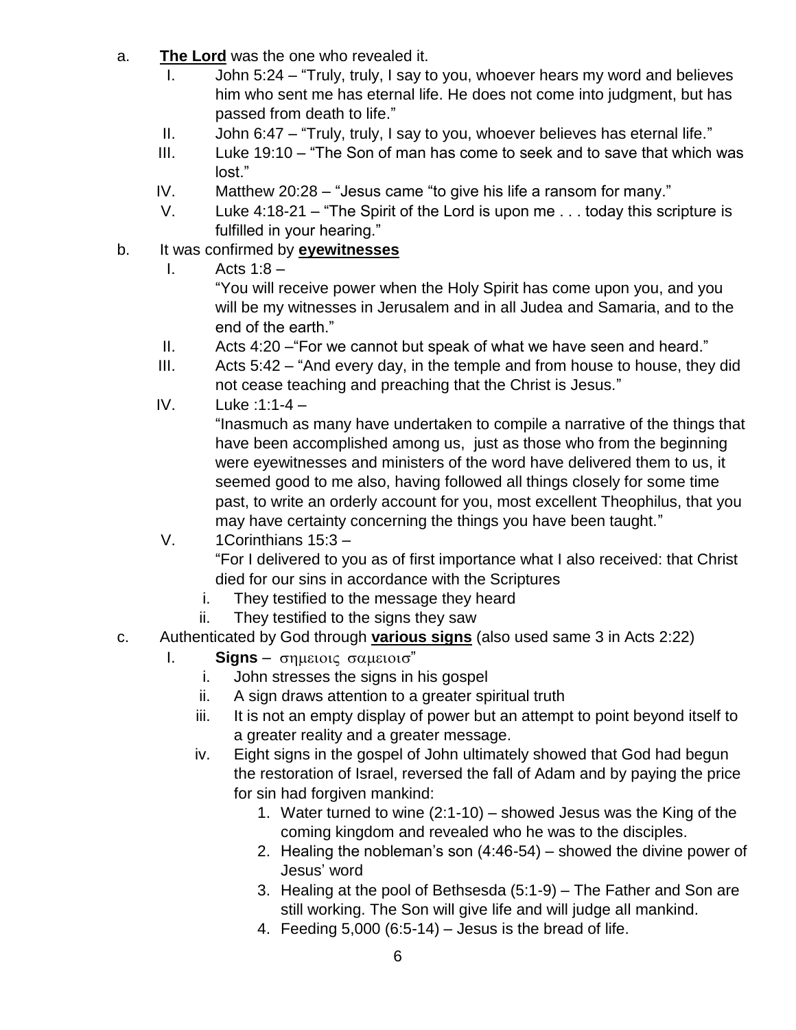a. **The Lord** was the one who revealed it.

   I. John 5:24 – "Truly, truly, I say to you, whoever hears my word and believes him who sent me has eternal life. He does not come into judgment, but has passed from death to life."

   II. John 6:47 – "Truly, truly, I say to you, whoever believes has eternal life."

   III. Luke 19:10 – "The Son of man has come to seek and to save that which was lost."

   IV. Matthew 20:28 – "Jesus came "to give his life a ransom for many."

   V. Luke 4:18-21 – "The Spirit of the Lord is upon me . . . today this scripture is fulfilled in your hearing."

b. It was confirmed by **eyewitnesses**

   I. Acts 1:8 –
   "You will receive power when the Holy Spirit has come upon you, and you will be my witnesses in Jerusalem and in all Judea and Samaria, and to the end of the earth."

   II. Acts 4:20 –"For we cannot but speak of what we have seen and heard."

   III. Acts 5:42 – "And every day, in the temple and from house to house, they did not cease teaching and preaching that the Christ is Jesus."

   IV. Luke :1:1-4 –
   "Inasmuch as many have undertaken to compile a narrative of the things that have been accomplished among us, just as those who from the beginning were eyewitnesses and ministers of the word have delivered them to us, it seemed good to me also, having followed all things closely for some time past, to write an orderly account for you, most excellent Theophilus, that you may have certainty concerning the things you have been taught."

   V. 1Corinthians 15:3 –
   "For I delivered to you as of first importance what I also received: that Christ died for our sins in accordance with the Scriptures

      i. They testified to the message they heard
      ii. They testified to the signs they saw

c. Authenticated by God through **various signs** (also used same 3 in Acts 2:22)

   I. **Signs** – σημειοις σαμειοισ"

      i. John stresses the signs in his gospel
      ii. A sign draws attention to a greater spiritual truth
      iii. It is not an empty display of power but an attempt to point beyond itself to a greater reality and a greater message.
      iv. Eight signs in the gospel of John ultimately showed that God had begun the restoration of Israel, reversed the fall of Adam and by paying the price for sin had forgiven mankind:

         1. Water turned to wine (2:1-10) – showed Jesus was the King of the coming kingdom and revealed who he was to the disciples.
         2. Healing the nobleman's son (4:46-54) – showed the divine power of Jesus' word
         3. Healing at the pool of Bethsesda (5:1-9) – The Father and Son are still working. The Son will give life and will judge all mankind.
         4. Feeding 5,000 (6:5-14) – Jesus is the bread of life.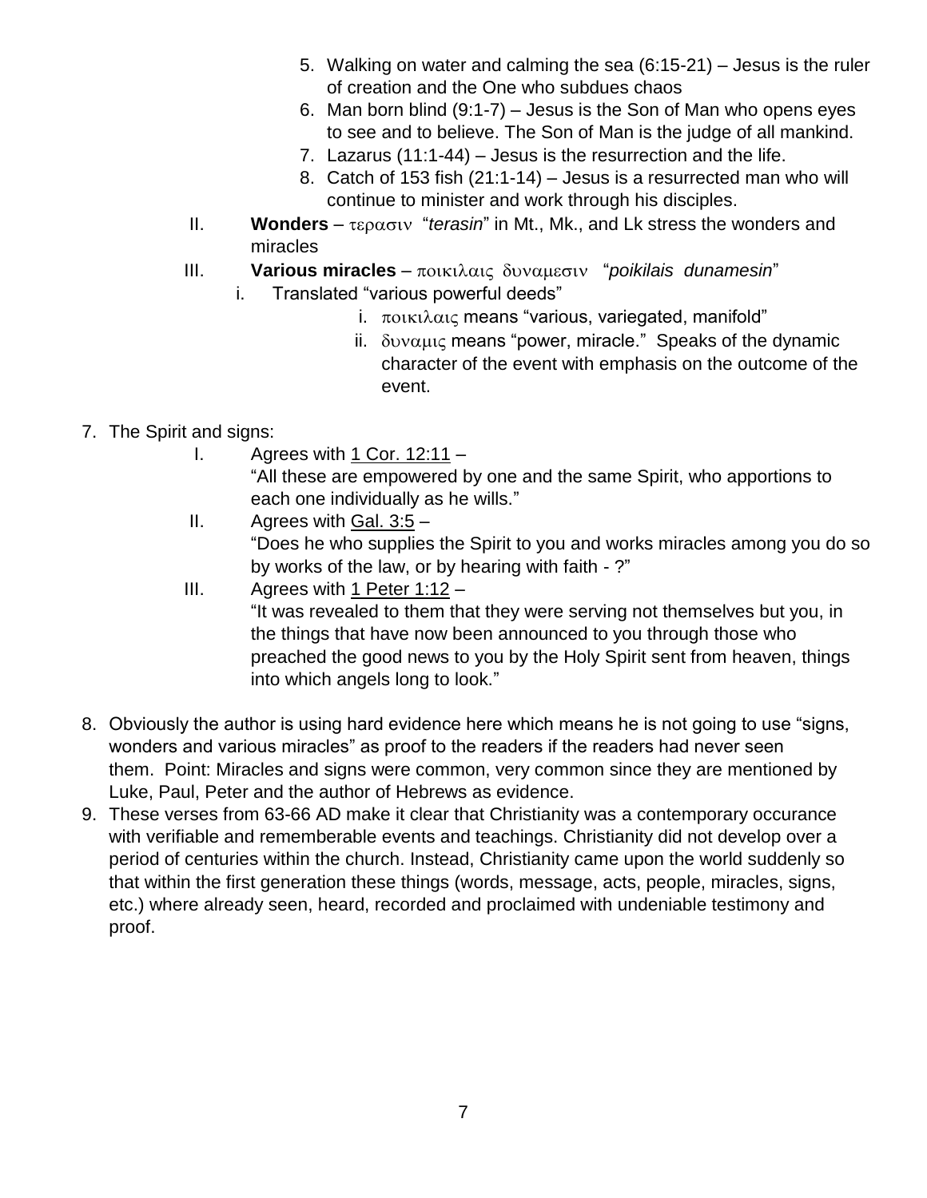5. Walking on water and calming the sea (6:15-21) – Jesus is the ruler of creation and the One who subdues chaos
6. Man born blind (9:1-7) – Jesus is the Son of Man who opens eyes to see and to believe. The Son of Man is the judge of all mankind.
7. Lazarus (11:1-44) – Jesus is the resurrection and the life.
8. Catch of 153 fish (21:1-14) – Jesus is a resurrected man who will continue to minister and work through his disciples.

II. **Wonders** – τερασιν "*terasin*" in Mt., Mk., and Lk stress the wonders and miracles

III. **Various miracles** – ποικιλαις δυναμεσιν "*poikilais dunamesin*"
   i. Translated "various powerful deeds"
      i. ποικιλαις means "various, variegated, manifold"
      ii. δυναμις means "power, miracle." Speaks of the dynamic character of the event with emphasis on the outcome of the event.

7. The Spirit and signs:
   I. Agrees with 1 Cor. 12:11 –
      "All these are empowered by one and the same Spirit, who apportions to each one individually as he wills."
   II. Agrees with Gal. 3:5 –
      "Does he who supplies the Spirit to you and works miracles among you do so by works of the law, or by hearing with faith - ?"
   III. Agrees with 1 Peter 1:12 –
      "It was revealed to them that they were serving not themselves but you, in the things that have now been announced to you through those who preached the good news to you by the Holy Spirit sent from heaven, things into which angels long to look."

8. Obviously the author is using hard evidence here which means he is not going to use "signs, wonders and various miracles" as proof to the readers if the readers had never seen them. Point: Miracles and signs were common, very common since they are mentioned by Luke, Paul, Peter and the author of Hebrews as evidence.
9. These verses from 63-66 AD make it clear that Christianity was a contemporary occurance with verifiable and rememberable events and teachings. Christianity did not develop over a period of centuries within the church. Instead, Christianity came upon the world suddenly so that within the first generation these things (words, message, acts, people, miracles, signs, etc.) where already seen, heard, recorded and proclaimed with undeniable testimony and proof.